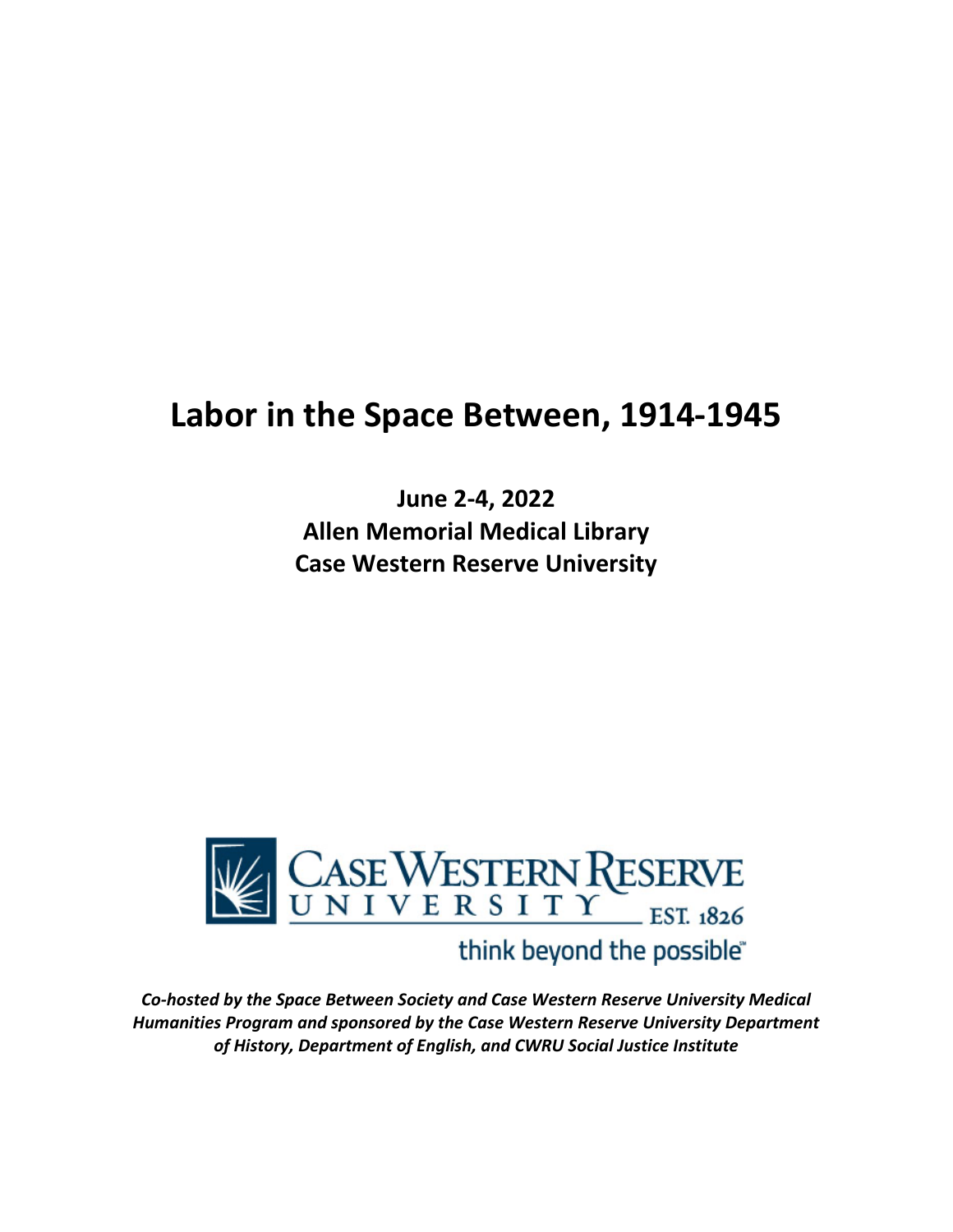# Labor in the Space Between, 1914-1945

**June 2-4, 2022**
**Allen Memorial Medical Library**
**Case Western Reserve University**

CASE WESTERN RESERVE UNIVERSITY EST. 1826

think beyond the possible

***Co-hosted by the Space Between Society and Case Western Reserve University Medical Humanities Program and sponsored by the Case Western Reserve University Department of History, Department of English, and CWRU Social Justice Institute***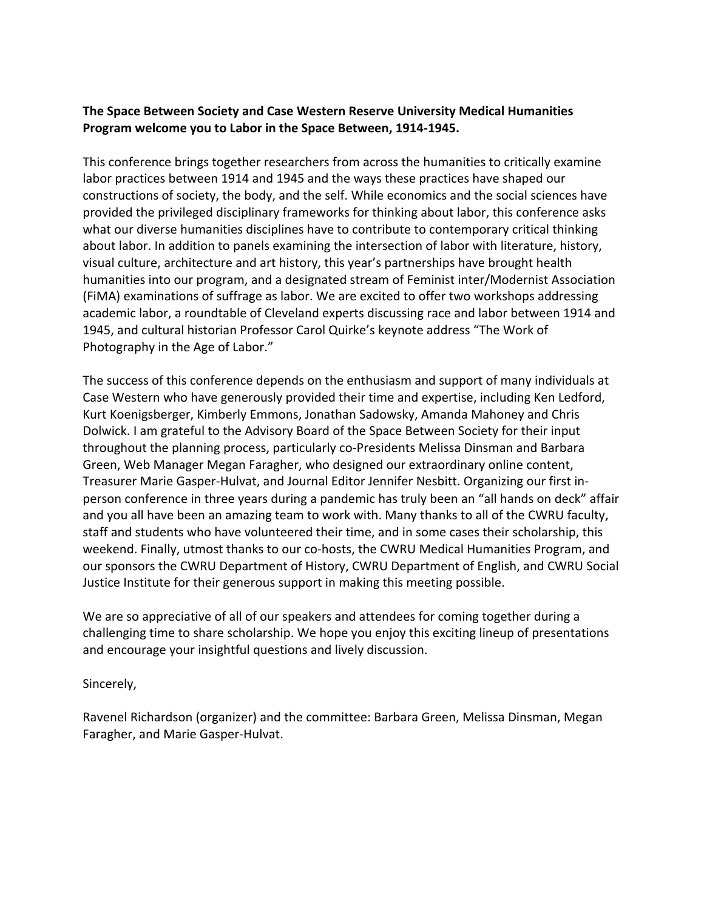**The Space Between Society and Case Western Reserve University Medical Humanities Program welcome you to Labor in the Space Between, 1914-1945.**

This conference brings together researchers from across the humanities to critically examine labor practices between 1914 and 1945 and the ways these practices have shaped our constructions of society, the body, and the self. While economics and the social sciences have provided the privileged disciplinary frameworks for thinking about labor, this conference asks what our diverse humanities disciplines have to contribute to contemporary critical thinking about labor. In addition to panels examining the intersection of labor with literature, history, visual culture, architecture and art history, this year's partnerships have brought health humanities into our program, and a designated stream of Feminist inter/Modernist Association (FiMA) examinations of suffrage as labor. We are excited to offer two workshops addressing academic labor, a roundtable of Cleveland experts discussing race and labor between 1914 and 1945, and cultural historian Professor Carol Quirke's keynote address "The Work of Photography in the Age of Labor."

The success of this conference depends on the enthusiasm and support of many individuals at Case Western who have generously provided their time and expertise, including Ken Ledford, Kurt Koenigsberger, Kimberly Emmons, Jonathan Sadowsky, Amanda Mahoney and Chris Dolwick. I am grateful to the Advisory Board of the Space Between Society for their input throughout the planning process, particularly co-Presidents Melissa Dinsman and Barbara Green, Web Manager Megan Faragher, who designed our extraordinary online content, Treasurer Marie Gasper-Hulvat, and Journal Editor Jennifer Nesbitt. Organizing our first in-person conference in three years during a pandemic has truly been an "all hands on deck" affair and you all have been an amazing team to work with. Many thanks to all of the CWRU faculty, staff and students who have volunteered their time, and in some cases their scholarship, this weekend. Finally, utmost thanks to our co-hosts, the CWRU Medical Humanities Program, and our sponsors the CWRU Department of History, CWRU Department of English, and CWRU Social Justice Institute for their generous support in making this meeting possible.

We are so appreciative of all of our speakers and attendees for coming together during a challenging time to share scholarship. We hope you enjoy this exciting lineup of presentations and encourage your insightful questions and lively discussion.

Sincerely,

Ravenel Richardson (organizer) and the committee: Barbara Green, Melissa Dinsman, Megan Faragher, and Marie Gasper-Hulvat.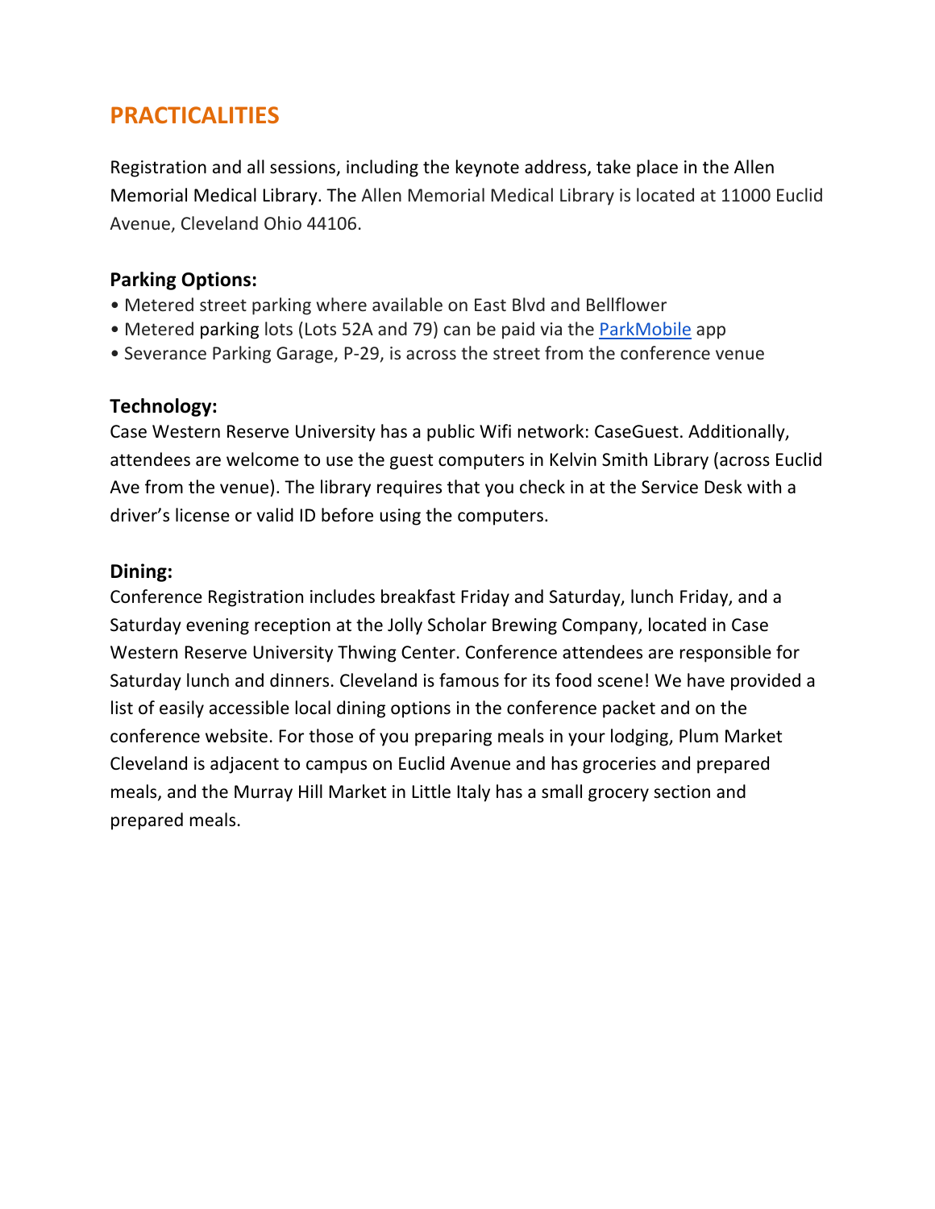## PRACTICALITIES

Registration and all sessions, including the keynote address, take place in the Allen Memorial Medical Library. The Allen Memorial Medical Library is located at 11000 Euclid Avenue, Cleveland Ohio 44106.

### Parking Options:

- Metered street parking where available on East Blvd and Bellflower
- Metered parking lots (Lots 52A and 79) can be paid via the ParkMobile app
- Severance Parking Garage, P-29, is across the street from the conference venue

### Technology:

Case Western Reserve University has a public Wifi network: CaseGuest. Additionally, attendees are welcome to use the guest computers in Kelvin Smith Library (across Euclid Ave from the venue). The library requires that you check in at the Service Desk with a driver's license or valid ID before using the computers.

### Dining:

Conference Registration includes breakfast Friday and Saturday, lunch Friday, and a Saturday evening reception at the Jolly Scholar Brewing Company, located in Case Western Reserve University Thwing Center. Conference attendees are responsible for Saturday lunch and dinners. Cleveland is famous for its food scene! We have provided a list of easily accessible local dining options in the conference packet and on the conference website. For those of you preparing meals in your lodging, Plum Market Cleveland is adjacent to campus on Euclid Avenue and has groceries and prepared meals, and the Murray Hill Market in Little Italy has a small grocery section and prepared meals.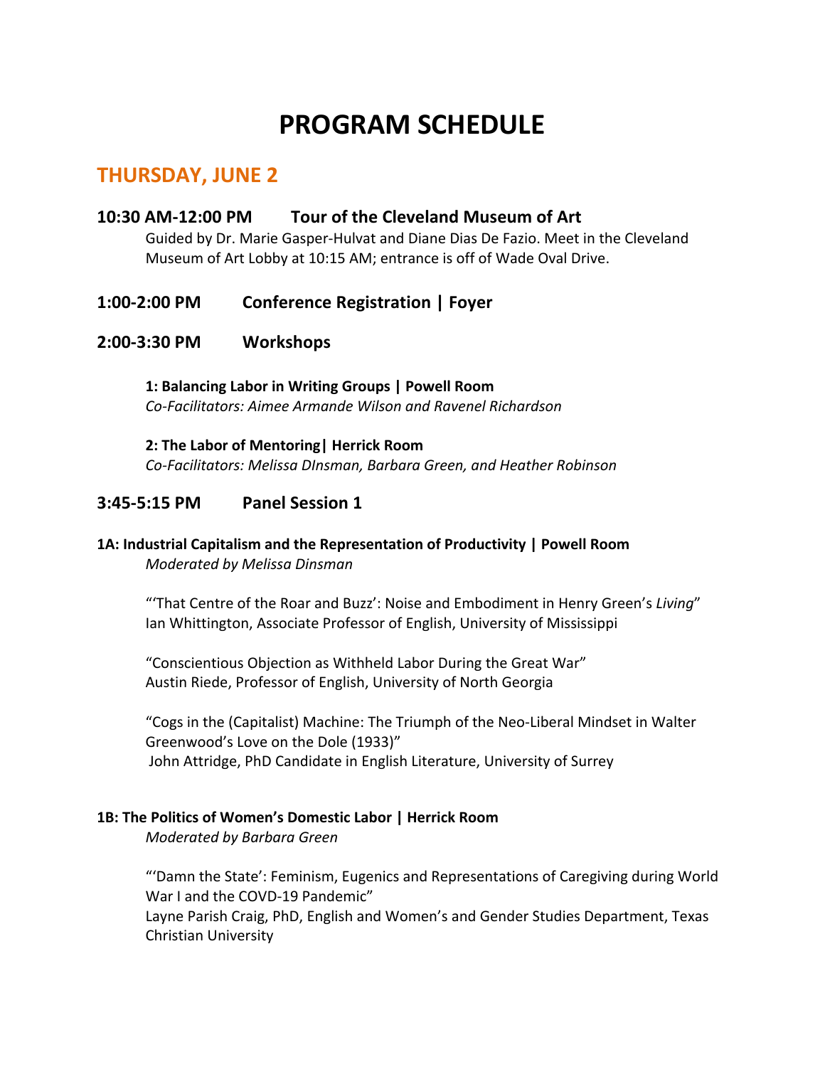# PROGRAM SCHEDULE

## THURSDAY, JUNE 2

### 10:30 AM-12:00 PM Tour of the Cleveland Museum of Art

Guided by Dr. Marie Gasper-Hulvat and Diane Dias De Fazio. Meet in the Cleveland Museum of Art Lobby at 10:15 AM; entrance is off of Wade Oval Drive.

### 1:00-2:00 PM Conference Registration | Foyer

### 2:00-3:30 PM Workshops

**1: Balancing Labor in Writing Groups | Powell Room**
*Co-Facilitators: Aimee Armande Wilson and Ravenel Richardson*

**2: The Labor of Mentoring| Herrick Room**
*Co-Facilitators: Melissa DInsman, Barbara Green, and Heather Robinson*

### 3:45-5:15 PM Panel Session 1

**1A: Industrial Capitalism and the Representation of Productivity | Powell Room**
*Moderated by Melissa Dinsman*

"'That Centre of the Roar and Buzz': Noise and Embodiment in Henry Green's *Living*"
Ian Whittington, Associate Professor of English, University of Mississippi

"Conscientious Objection as Withheld Labor During the Great War"
Austin Riede, Professor of English, University of North Georgia

"Cogs in the (Capitalist) Machine: The Triumph of the Neo-Liberal Mindset in Walter Greenwood's Love on the Dole (1933)"
John Attridge, PhD Candidate in English Literature, University of Surrey

**1B: The Politics of Women's Domestic Labor | Herrick Room**
*Moderated by Barbara Green*

"'Damn the State': Feminism, Eugenics and Representations of Caregiving during World War I and the COVD-19 Pandemic"
Layne Parish Craig, PhD, English and Women's and Gender Studies Department, Texas Christian University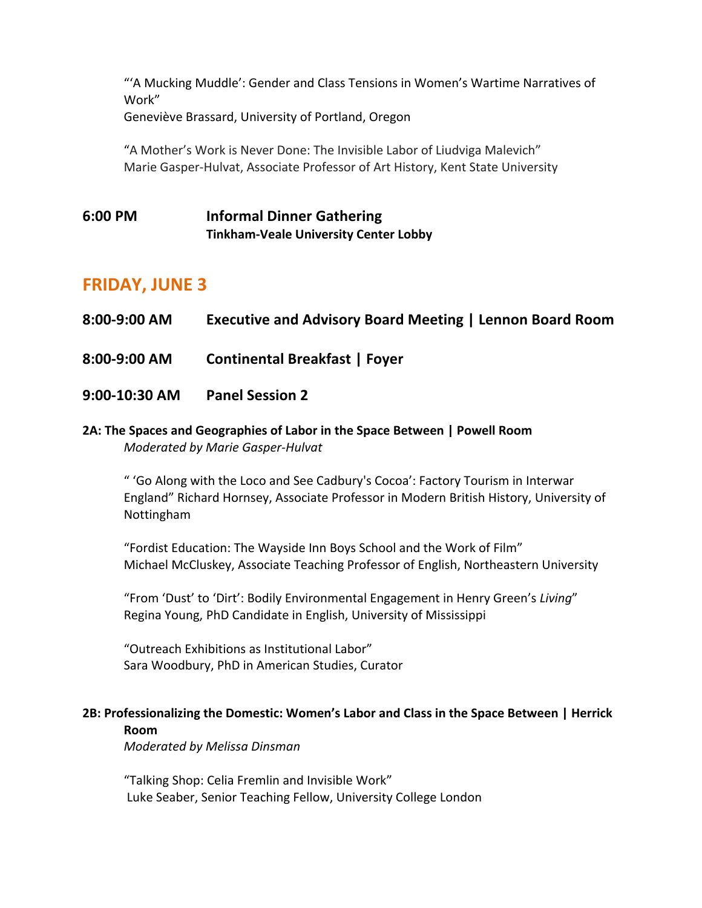"'A Mucking Muddle': Gender and Class Tensions in Women's Wartime Narratives of Work"
Geneviève Brassard, University of Portland, Oregon

"A Mother's Work is Never Done: The Invisible Labor of Liudviga Malevich"
Marie Gasper-Hulvat, Associate Professor of Art History, Kent State University

**6:00 PM** **Informal Dinner Gathering**
**Tinkham-Veale University Center Lobby**

## FRIDAY, JUNE 3

**8:00-9:00 AM** **Executive and Advisory Board Meeting | Lennon Board Room**

**8:00-9:00 AM** **Continental Breakfast | Foyer**

**9:00-10:30 AM** **Panel Session 2**

**2A: The Spaces and Geographies of Labor in the Space Between | Powell Room**
*Moderated by Marie Gasper-Hulvat*

" 'Go Along with the Loco and See Cadbury's Cocoa': Factory Tourism in Interwar England" Richard Hornsey, Associate Professor in Modern British History, University of Nottingham

"Fordist Education: The Wayside Inn Boys School and the Work of Film"
Michael McCluskey, Associate Teaching Professor of English, Northeastern University

"From 'Dust' to 'Dirt': Bodily Environmental Engagement in Henry Green's *Living*"
Regina Young, PhD Candidate in English, University of Mississippi

"Outreach Exhibitions as Institutional Labor"
Sara Woodbury, PhD in American Studies, Curator

**2B: Professionalizing the Domestic: Women's Labor and Class in the Space Between | Herrick Room**
*Moderated by Melissa Dinsman*

"Talking Shop: Celia Fremlin and Invisible Work"
Luke Seaber, Senior Teaching Fellow, University College London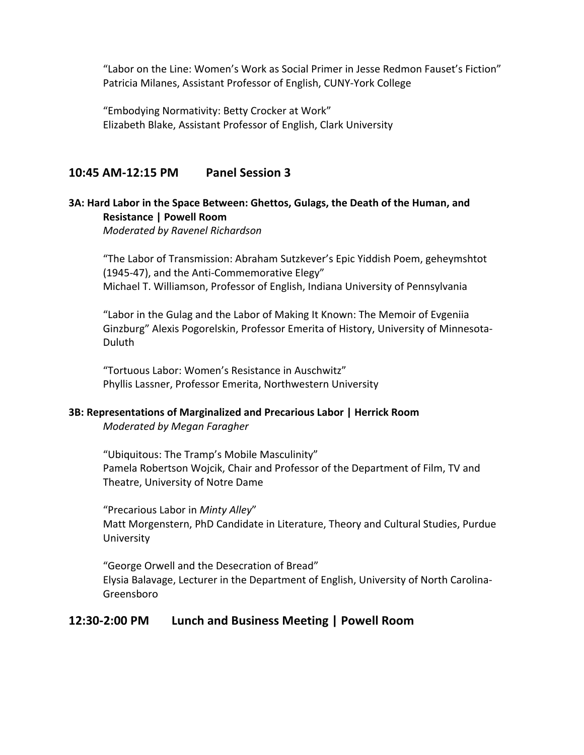"Labor on the Line: Women's Work as Social Primer in Jesse Redmon Fauset's Fiction"
Patricia Milanes, Assistant Professor of English, CUNY-York College

"Embodying Normativity: Betty Crocker at Work"
Elizabeth Blake, Assistant Professor of English, Clark University

## 10:45 AM-12:15 PM Panel Session 3

### 3A: Hard Labor in the Space Between: Ghettos, Gulags, the Death of the Human, and Resistance | Powell Room

*Moderated by Ravenel Richardson*

"The Labor of Transmission: Abraham Sutzkever's Epic Yiddish Poem, geheymshtot (1945-47), and the Anti-Commemorative Elegy"
Michael T. Williamson, Professor of English, Indiana University of Pennsylvania

"Labor in the Gulag and the Labor of Making It Known: The Memoir of Evgeniia Ginzburg" Alexis Pogorelskin, Professor Emerita of History, University of Minnesota-Duluth

"Tortuous Labor: Women's Resistance in Auschwitz"
Phyllis Lassner, Professor Emerita, Northwestern University

### 3B: Representations of Marginalized and Precarious Labor | Herrick Room

*Moderated by Megan Faragher*

"Ubiquitous: The Tramp's Mobile Masculinity"
Pamela Robertson Wojcik, Chair and Professor of the Department of Film, TV and Theatre, University of Notre Dame

"Precarious Labor in *Minty Alley*"
Matt Morgenstern, PhD Candidate in Literature, Theory and Cultural Studies, Purdue University

"George Orwell and the Desecration of Bread"
Elysia Balavage, Lecturer in the Department of English, University of North Carolina-Greensboro

## 12:30-2:00 PM Lunch and Business Meeting | Powell Room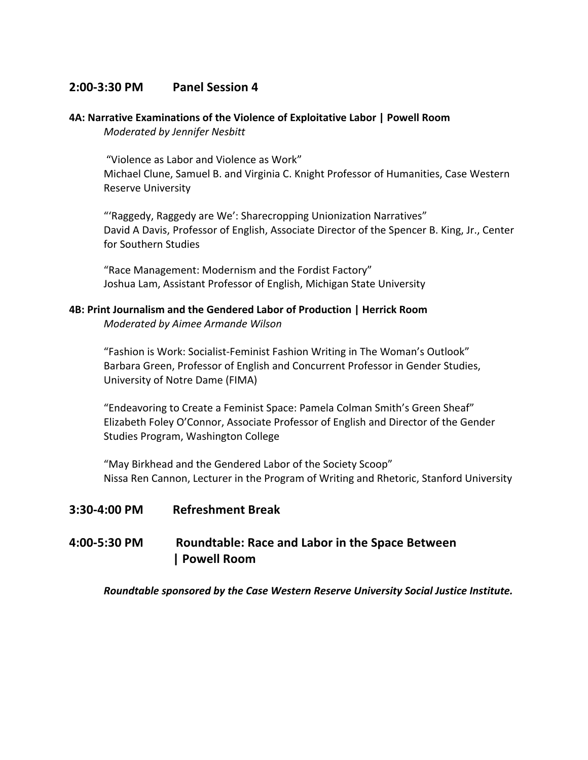## 2:00-3:30 PM Panel Session 4

### 4A: Narrative Examinations of the Violence of Exploitative Labor | Powell Room

*Moderated by Jennifer Nesbitt*

"Violence as Labor and Violence as Work"
Michael Clune, Samuel B. and Virginia C. Knight Professor of Humanities, Case Western Reserve University

"'Raggedy, Raggedy are We': Sharecropping Unionization Narratives"
David A Davis, Professor of English, Associate Director of the Spencer B. King, Jr., Center for Southern Studies

"Race Management: Modernism and the Fordist Factory"
Joshua Lam, Assistant Professor of English, Michigan State University

### 4B: Print Journalism and the Gendered Labor of Production | Herrick Room

*Moderated by Aimee Armande Wilson*

"Fashion is Work: Socialist-Feminist Fashion Writing in The Woman's Outlook"
Barbara Green, Professor of English and Concurrent Professor in Gender Studies, University of Notre Dame (FIMA)

"Endeavoring to Create a Feminist Space: Pamela Colman Smith's Green Sheaf"
Elizabeth Foley O'Connor, Associate Professor of English and Director of the Gender Studies Program, Washington College

"May Birkhead and the Gendered Labor of the Society Scoop"
Nissa Ren Cannon, Lecturer in the Program of Writing and Rhetoric, Stanford University

## 3:30-4:00 PM Refreshment Break

## 4:00-5:30 PM Roundtable: Race and Labor in the Space Between | Powell Room

***Roundtable sponsored by the Case Western Reserve University Social Justice Institute.***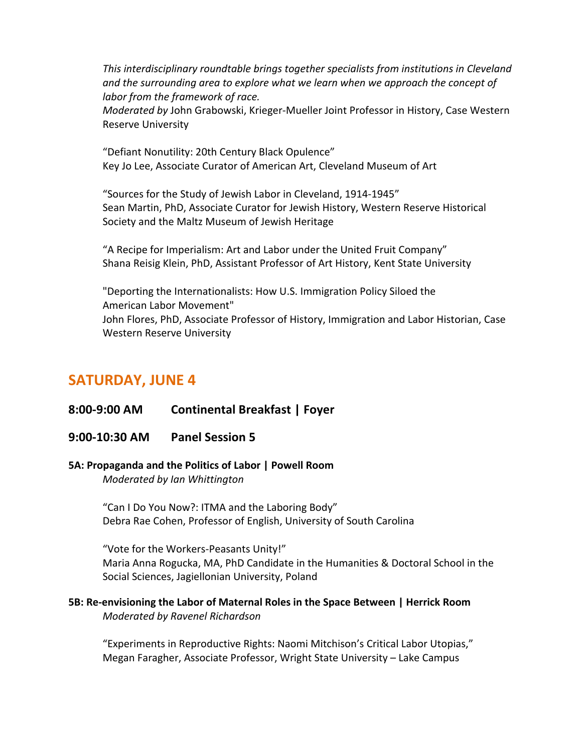*This interdisciplinary roundtable brings together specialists from institutions in Cleveland and the surrounding area to explore what we learn when we approach the concept of labor from the framework of race.*
*Moderated by* John Grabowski, Krieger-Mueller Joint Professor in History, Case Western Reserve University

"Defiant Nonutility: 20th Century Black Opulence"
Key Jo Lee, Associate Curator of American Art, Cleveland Museum of Art

"Sources for the Study of Jewish Labor in Cleveland, 1914-1945"
Sean Martin, PhD, Associate Curator for Jewish History, Western Reserve Historical Society and the Maltz Museum of Jewish Heritage

"A Recipe for Imperialism: Art and Labor under the United Fruit Company"
Shana Reisig Klein, PhD, Assistant Professor of Art History, Kent State University

"Deporting the Internationalists: How U.S. Immigration Policy Siloed the American Labor Movement"
John Flores, PhD, Associate Professor of History, Immigration and Labor Historian, Case Western Reserve University

## SATURDAY, JUNE 4

**8:00-9:00 AM Continental Breakfast | Foyer**

**9:00-10:30 AM Panel Session 5**

**5A: Propaganda and the Politics of Labor | Powell Room**
*Moderated by Ian Whittington*

"Can I Do You Now?: ITMA and the Laboring Body"
Debra Rae Cohen, Professor of English, University of South Carolina

"Vote for the Workers-Peasants Unity!"
Maria Anna Rogucka, MA, PhD Candidate in the Humanities & Doctoral School in the Social Sciences, Jagiellonian University, Poland

**5B: Re-envisioning the Labor of Maternal Roles in the Space Between | Herrick Room**
*Moderated by Ravenel Richardson*

"Experiments in Reproductive Rights: Naomi Mitchison's Critical Labor Utopias,"
Megan Faragher, Associate Professor, Wright State University – Lake Campus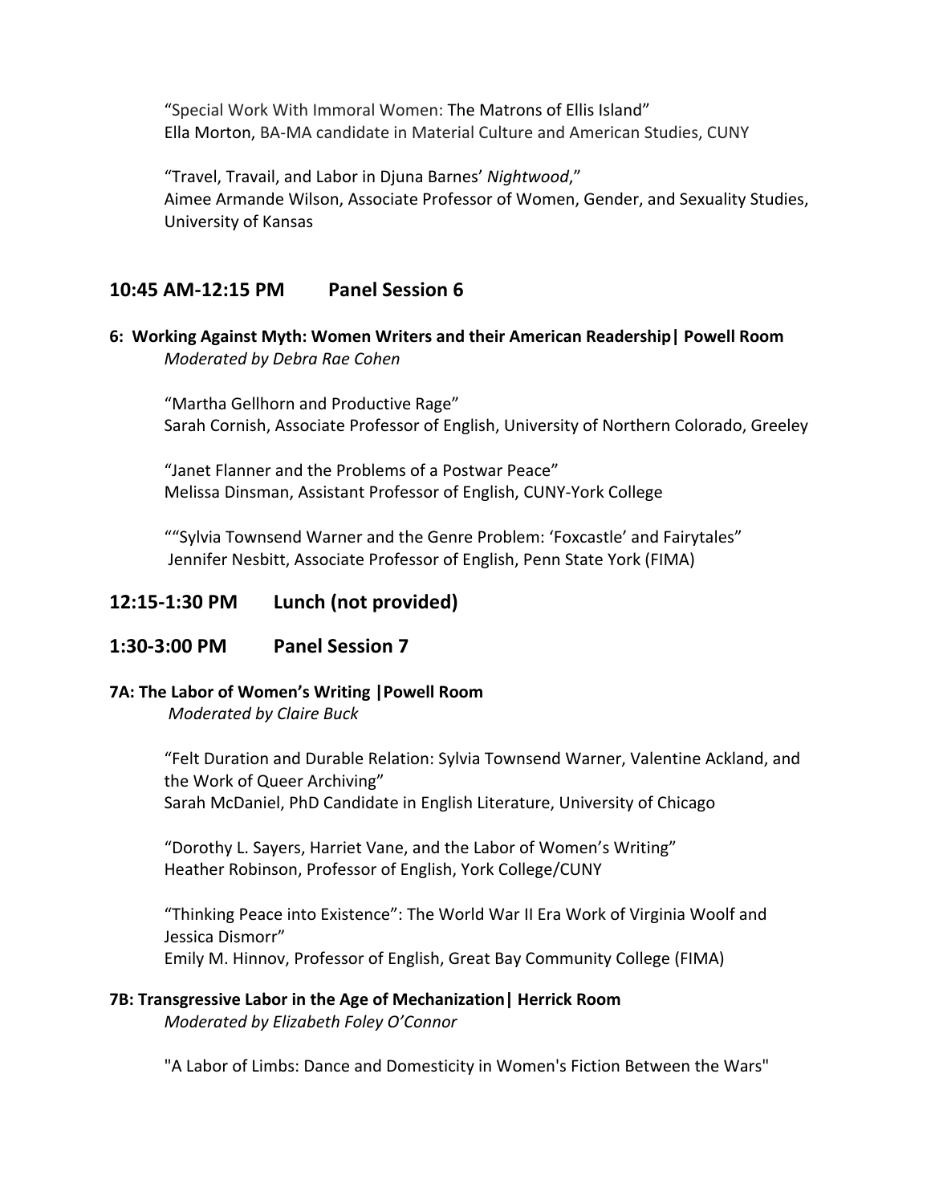"Special Work With Immoral Women: The Matrons of Ellis Island"
Ella Morton, BA-MA candidate in Material Culture and American Studies, CUNY

"Travel, Travail, and Labor in Djuna Barnes' *Nightwood*,"
Aimee Armande Wilson, Associate Professor of Women, Gender, and Sexuality Studies, University of Kansas

## 10:45 AM-12:15 PM Panel Session 6

#### 6: Working Against Myth: Women Writers and their American Readership| Powell Room
*Moderated by Debra Rae Cohen*

"Martha Gellhorn and Productive Rage"
Sarah Cornish, Associate Professor of English, University of Northern Colorado, Greeley

"Janet Flanner and the Problems of a Postwar Peace"
Melissa Dinsman, Assistant Professor of English, CUNY-York College

""Sylvia Townsend Warner and the Genre Problem: 'Foxcastle' and Fairytales"
Jennifer Nesbitt, Associate Professor of English, Penn State York (FIMA)

## 12:15-1:30 PM Lunch (not provided)

## 1:30-3:00 PM Panel Session 7

#### 7A: The Labor of Women's Writing |Powell Room
*Moderated by Claire Buck*

"Felt Duration and Durable Relation: Sylvia Townsend Warner, Valentine Ackland, and the Work of Queer Archiving"
Sarah McDaniel, PhD Candidate in English Literature, University of Chicago

"Dorothy L. Sayers, Harriet Vane, and the Labor of Women's Writing"
Heather Robinson, Professor of English, York College/CUNY

"Thinking Peace into Existence": The World War II Era Work of Virginia Woolf and Jessica Dismorr"
Emily M. Hinnov, Professor of English, Great Bay Community College (FIMA)

#### 7B: Transgressive Labor in the Age of Mechanization| Herrick Room
*Moderated by Elizabeth Foley O'Connor*

"A Labor of Limbs: Dance and Domesticity in Women's Fiction Between the Wars"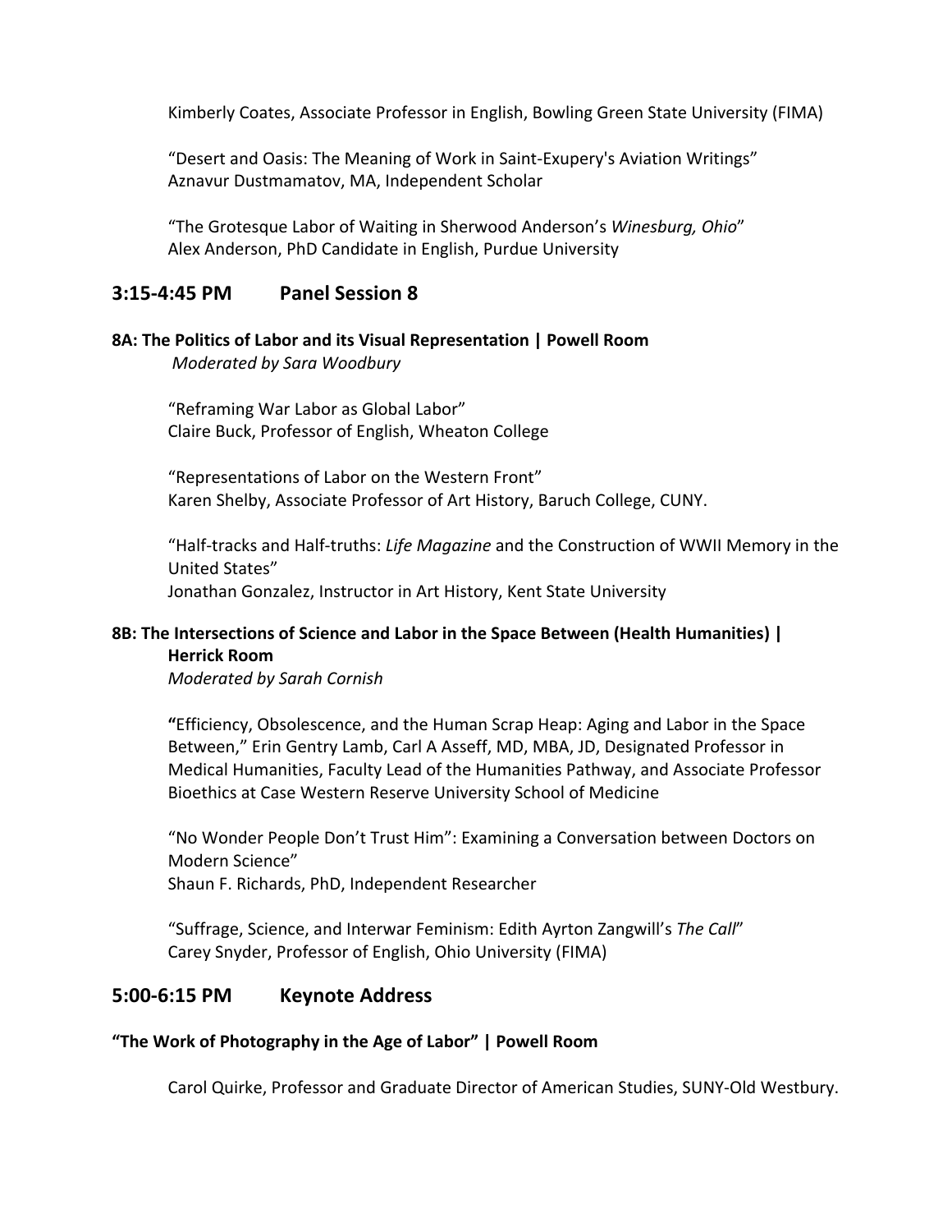Kimberly Coates, Associate Professor in English, Bowling Green State University (FIMA)

“Desert and Oasis: The Meaning of Work in Saint-Exupery's Aviation Writings”
Aznavur Dustmamatov, MA, Independent Scholar

“The Grotesque Labor of Waiting in Sherwood Anderson’s *Winesburg, Ohio*”
Alex Anderson, PhD Candidate in English, Purdue University

## 3:15-4:45 PM Panel Session 8

**8A: The Politics of Labor and its Visual Representation | Powell Room**
*Moderated by Sara Woodbury*

“Reframing War Labor as Global Labor”
Claire Buck, Professor of English, Wheaton College

“Representations of Labor on the Western Front”
Karen Shelby, Associate Professor of Art History, Baruch College, CUNY.

“Half-tracks and Half-truths: *Life Magazine* and the Construction of WWII Memory in the United States”
Jonathan Gonzalez, Instructor in Art History, Kent State University

**8B: The Intersections of Science and Labor in the Space Between (Health Humanities) | Herrick Room**
*Moderated by Sarah Cornish*

**“**Efficiency, Obsolescence, and the Human Scrap Heap: Aging and Labor in the Space Between,” Erin Gentry Lamb, Carl A Asseff, MD, MBA, JD, Designated Professor in Medical Humanities, Faculty Lead of the Humanities Pathway, and Associate Professor Bioethics at Case Western Reserve University School of Medicine

“No Wonder People Don’t Trust Him”: Examining a Conversation between Doctors on Modern Science”
Shaun F. Richards, PhD, Independent Researcher

“Suffrage, Science, and Interwar Feminism: Edith Ayrton Zangwill’s *The Call*”
Carey Snyder, Professor of English, Ohio University (FIMA)

## 5:00-6:15 PM Keynote Address

**“The Work of Photography in the Age of Labor” | Powell Room**

Carol Quirke, Professor and Graduate Director of American Studies, SUNY-Old Westbury.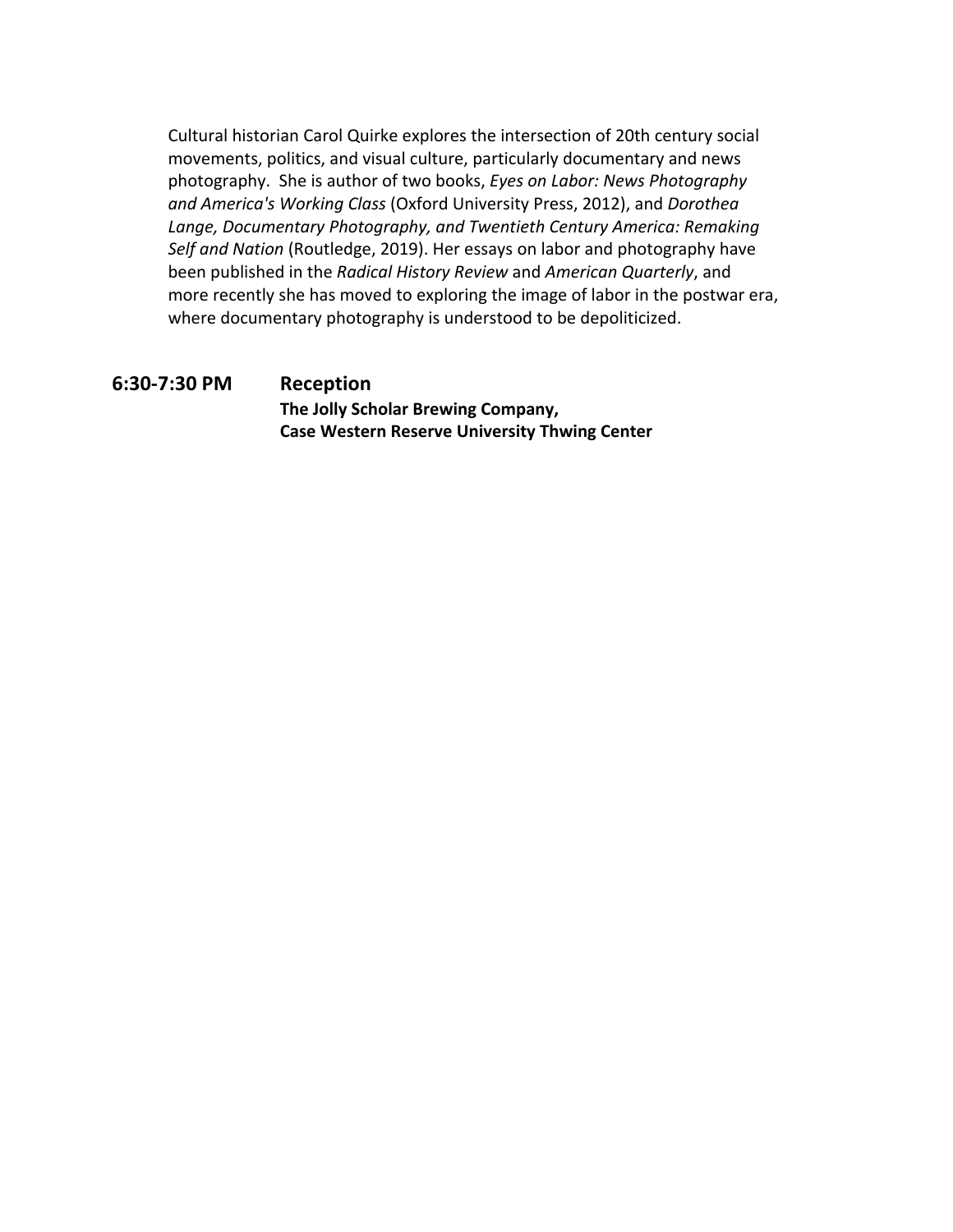Cultural historian Carol Quirke explores the intersection of 20th century social movements, politics, and visual culture, particularly documentary and news photography. She is author of two books, *Eyes on Labor: News Photography and America's Working Class* (Oxford University Press, 2012), and *Dorothea Lange, Documentary Photography, and Twentieth Century America: Remaking Self and Nation* (Routledge, 2019). Her essays on labor and photography have been published in the *Radical History Review* and *American Quarterly*, and more recently she has moved to exploring the image of labor in the postwar era, where documentary photography is understood to be depoliticized.

**6:30-7:30 PM** **Reception**

**The Jolly Scholar Brewing Company,**
**Case Western Reserve University Thwing Center**